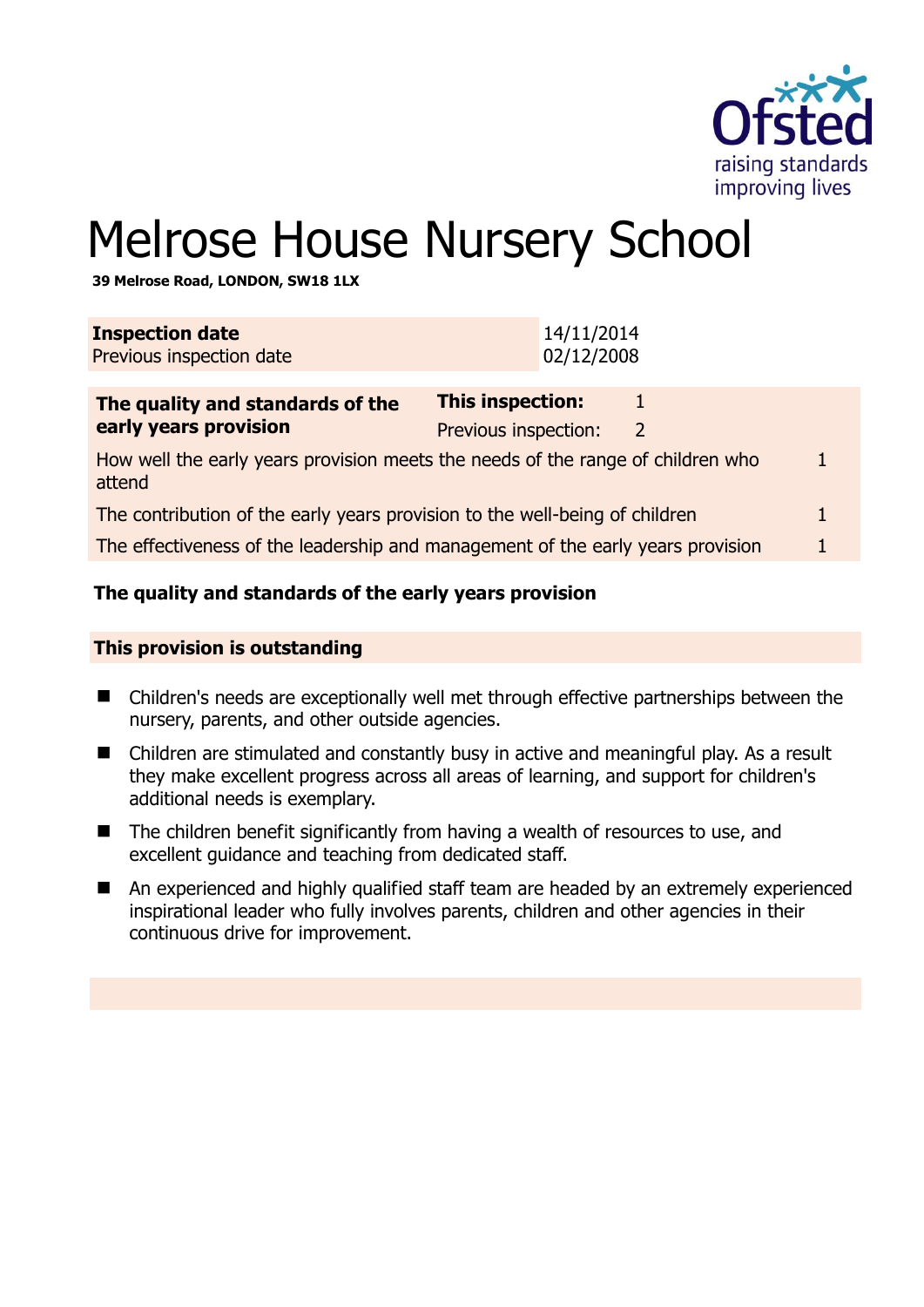# Melrose House Nursery School

**39 Melrose Road, LONDON, SW18 1LX**

| **Inspection date** | 14/11/2014 |
|---|---|
| Previous inspection date | 02/12/2008 |

| **The quality and standards of the early years provision** | **This inspection:** | 1 |
|---|---|---|
| | Previous inspection: | 2 |
| How well the early years provision meets the needs of the range of children who attend | | 1 |
| The contribution of the early years provision to the well-being of children | | 1 |
| The effectiveness of the leadership and management of the early years provision | | 1 |

**The quality and standards of the early years provision**

**This provision is outstanding**

- Children's needs are exceptionally well met through effective partnerships between the nursery, parents, and other outside agencies.
- Children are stimulated and constantly busy in active and meaningful play. As a result they make excellent progress across all areas of learning, and support for children's additional needs is exemplary.
- The children benefit significantly from having a wealth of resources to use, and excellent guidance and teaching from dedicated staff.
- An experienced and highly qualified staff team are headed by an extremely experienced inspirational leader who fully involves parents, children and other agencies in their continuous drive for improvement.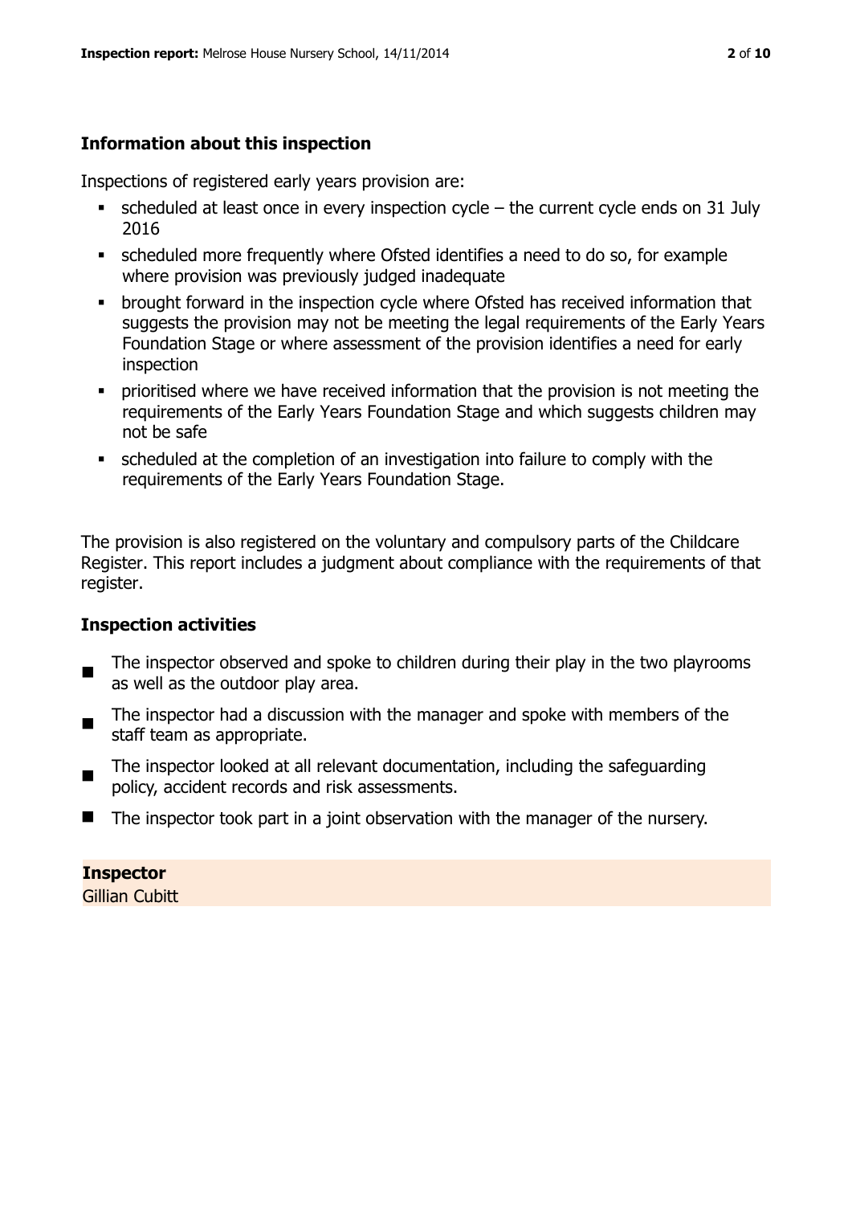## Information about this inspection

Inspections of registered early years provision are:

- scheduled at least once in every inspection cycle – the current cycle ends on 31 July 2016
- scheduled more frequently where Ofsted identifies a need to do so, for example where provision was previously judged inadequate
- brought forward in the inspection cycle where Ofsted has received information that suggests the provision may not be meeting the legal requirements of the Early Years Foundation Stage or where assessment of the provision identifies a need for early inspection
- prioritised where we have received information that the provision is not meeting the requirements of the Early Years Foundation Stage and which suggests children may not be safe
- scheduled at the completion of an investigation into failure to comply with the requirements of the Early Years Foundation Stage.

The provision is also registered on the voluntary and compulsory parts of the Childcare Register. This report includes a judgment about compliance with the requirements of that register.

## Inspection activities

- The inspector observed and spoke to children during their play in the two playrooms as well as the outdoor play area.
- The inspector had a discussion with the manager and spoke with members of the staff team as appropriate.
- The inspector looked at all relevant documentation, including the safeguarding policy, accident records and risk assessments.
- The inspector took part in a joint observation with the manager of the nursery.

**Inspector**
Gillian Cubitt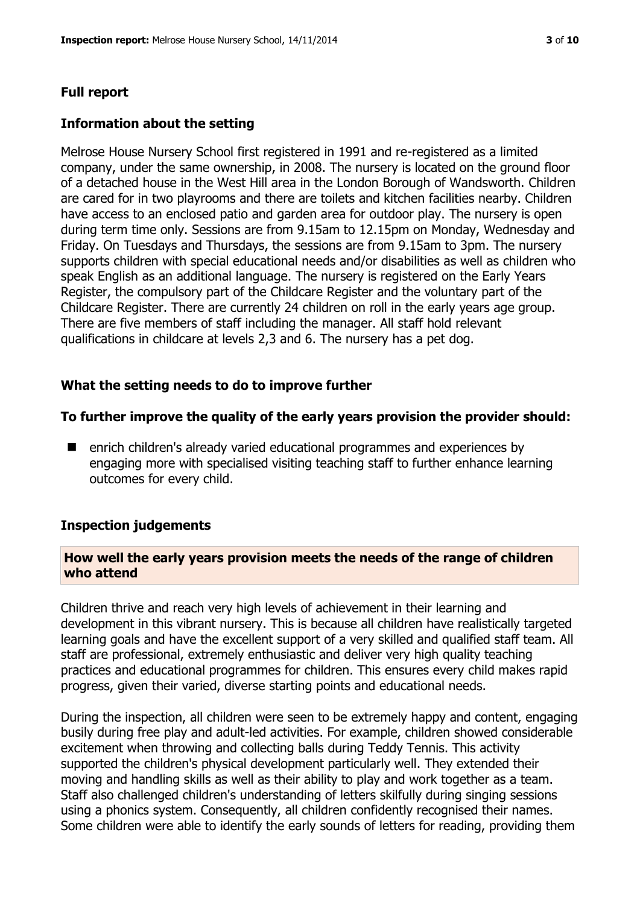## Full report

### Information about the setting

Melrose House Nursery School first registered in 1991 and re-registered as a limited company, under the same ownership, in 2008. The nursery is located on the ground floor of a detached house in the West Hill area in the London Borough of Wandsworth. Children are cared for in two playrooms and there are toilets and kitchen facilities nearby. Children have access to an enclosed patio and garden area for outdoor play. The nursery is open during term time only. Sessions are from 9.15am to 12.15pm on Monday, Wednesday and Friday. On Tuesdays and Thursdays, the sessions are from 9.15am to 3pm. The nursery supports children with special educational needs and/or disabilities as well as children who speak English as an additional language. The nursery is registered on the Early Years Register, the compulsory part of the Childcare Register and the voluntary part of the Childcare Register. There are currently 24 children on roll in the early years age group. There are five members of staff including the manager. All staff hold relevant qualifications in childcare at levels 2,3 and 6. The nursery has a pet dog.

### What the setting needs to do to improve further

### To further improve the quality of the early years provision the provider should:

- enrich children's already varied educational programmes and experiences by engaging more with specialised visiting teaching staff to further enhance learning outcomes for every child.

### Inspection judgements

### How well the early years provision meets the needs of the range of children who attend

Children thrive and reach very high levels of achievement in their learning and development in this vibrant nursery. This is because all children have realistically targeted learning goals and have the excellent support of a very skilled and qualified staff team. All staff are professional, extremely enthusiastic and deliver very high quality teaching practices and educational programmes for children. This ensures every child makes rapid progress, given their varied, diverse starting points and educational needs.

During the inspection, all children were seen to be extremely happy and content, engaging busily during free play and adult-led activities. For example, children showed considerable excitement when throwing and collecting balls during Teddy Tennis. This activity supported the children's physical development particularly well. They extended their moving and handling skills as well as their ability to play and work together as a team. Staff also challenged children's understanding of letters skilfully during singing sessions using a phonics system. Consequently, all children confidently recognised their names. Some children were able to identify the early sounds of letters for reading, providing them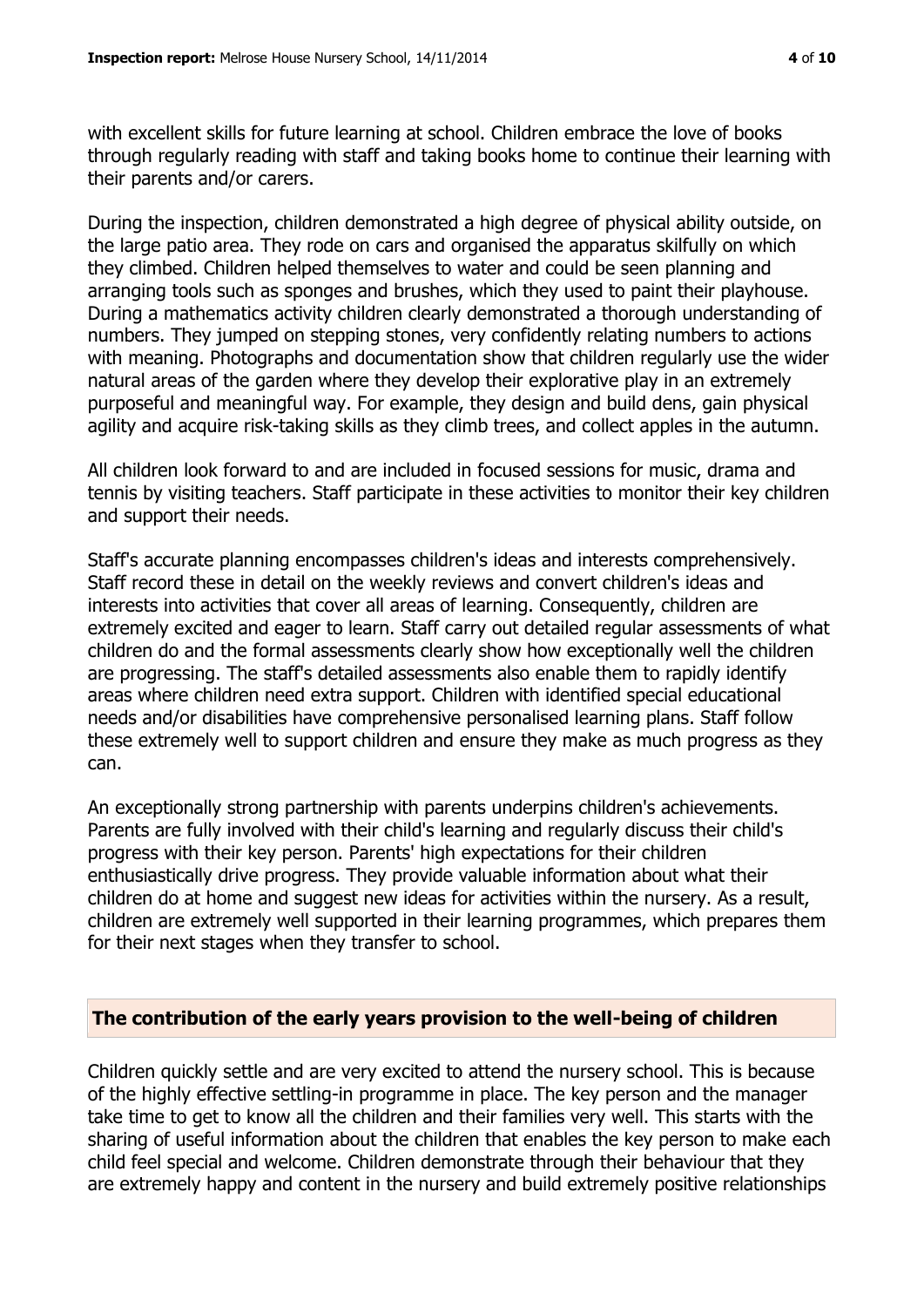with excellent skills for future learning at school. Children embrace the love of books through regularly reading with staff and taking books home to continue their learning with their parents and/or carers.

During the inspection, children demonstrated a high degree of physical ability outside, on the large patio area. They rode on cars and organised the apparatus skilfully on which they climbed. Children helped themselves to water and could be seen planning and arranging tools such as sponges and brushes, which they used to paint their playhouse. During a mathematics activity children clearly demonstrated a thorough understanding of numbers. They jumped on stepping stones, very confidently relating numbers to actions with meaning. Photographs and documentation show that children regularly use the wider natural areas of the garden where they develop their explorative play in an extremely purposeful and meaningful way. For example, they design and build dens, gain physical agility and acquire risk-taking skills as they climb trees, and collect apples in the autumn.

All children look forward to and are included in focused sessions for music, drama and tennis by visiting teachers. Staff participate in these activities to monitor their key children and support their needs.

Staff's accurate planning encompasses children's ideas and interests comprehensively. Staff record these in detail on the weekly reviews and convert children's ideas and interests into activities that cover all areas of learning. Consequently, children are extremely excited and eager to learn. Staff carry out detailed regular assessments of what children do and the formal assessments clearly show how exceptionally well the children are progressing. The staff's detailed assessments also enable them to rapidly identify areas where children need extra support. Children with identified special educational needs and/or disabilities have comprehensive personalised learning plans. Staff follow these extremely well to support children and ensure they make as much progress as they can.

An exceptionally strong partnership with parents underpins children's achievements. Parents are fully involved with their child's learning and regularly discuss their child's progress with their key person. Parents' high expectations for their children enthusiastically drive progress. They provide valuable information about what their children do at home and suggest new ideas for activities within the nursery. As a result, children are extremely well supported in their learning programmes, which prepares them for their next stages when they transfer to school.

## The contribution of the early years provision to the well-being of children

Children quickly settle and are very excited to attend the nursery school. This is because of the highly effective settling-in programme in place. The key person and the manager take time to get to know all the children and their families very well. This starts with the sharing of useful information about the children that enables the key person to make each child feel special and welcome. Children demonstrate through their behaviour that they are extremely happy and content in the nursery and build extremely positive relationships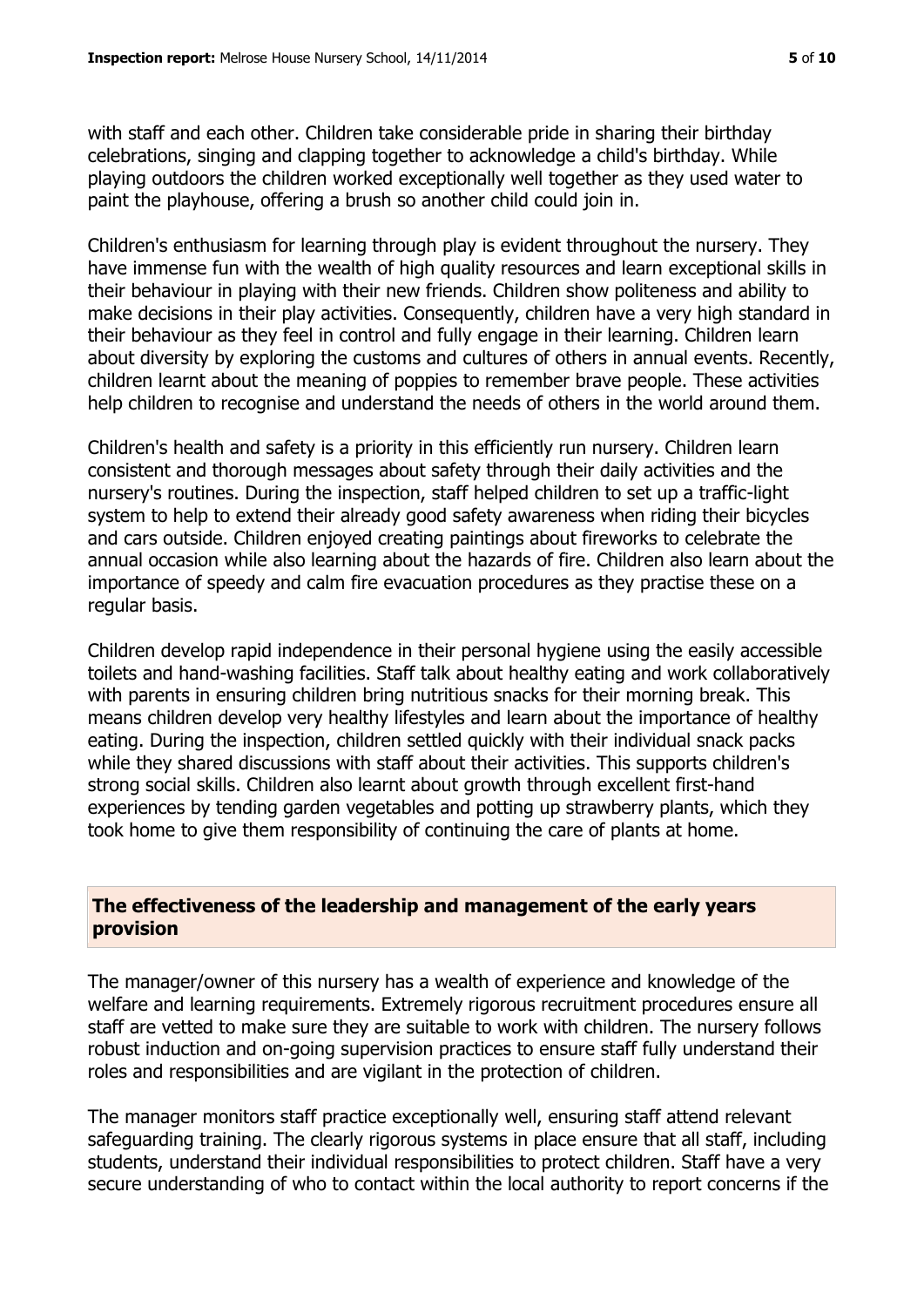with staff and each other. Children take considerable pride in sharing their birthday celebrations, singing and clapping together to acknowledge a child's birthday. While playing outdoors the children worked exceptionally well together as they used water to paint the playhouse, offering a brush so another child could join in.

Children's enthusiasm for learning through play is evident throughout the nursery. They have immense fun with the wealth of high quality resources and learn exceptional skills in their behaviour in playing with their new friends. Children show politeness and ability to make decisions in their play activities. Consequently, children have a very high standard in their behaviour as they feel in control and fully engage in their learning. Children learn about diversity by exploring the customs and cultures of others in annual events. Recently, children learnt about the meaning of poppies to remember brave people. These activities help children to recognise and understand the needs of others in the world around them.

Children's health and safety is a priority in this efficiently run nursery. Children learn consistent and thorough messages about safety through their daily activities and the nursery's routines. During the inspection, staff helped children to set up a traffic-light system to help to extend their already good safety awareness when riding their bicycles and cars outside. Children enjoyed creating paintings about fireworks to celebrate the annual occasion while also learning about the hazards of fire. Children also learn about the importance of speedy and calm fire evacuation procedures as they practise these on a regular basis.

Children develop rapid independence in their personal hygiene using the easily accessible toilets and hand-washing facilities. Staff talk about healthy eating and work collaboratively with parents in ensuring children bring nutritious snacks for their morning break. This means children develop very healthy lifestyles and learn about the importance of healthy eating. During the inspection, children settled quickly with their individual snack packs while they shared discussions with staff about their activities. This supports children's strong social skills. Children also learnt about growth through excellent first-hand experiences by tending garden vegetables and potting up strawberry plants, which they took home to give them responsibility of continuing the care of plants at home.

## The effectiveness of the leadership and management of the early years provision

The manager/owner of this nursery has a wealth of experience and knowledge of the welfare and learning requirements. Extremely rigorous recruitment procedures ensure all staff are vetted to make sure they are suitable to work with children. The nursery follows robust induction and on-going supervision practices to ensure staff fully understand their roles and responsibilities and are vigilant in the protection of children.

The manager monitors staff practice exceptionally well, ensuring staff attend relevant safeguarding training. The clearly rigorous systems in place ensure that all staff, including students, understand their individual responsibilities to protect children. Staff have a very secure understanding of who to contact within the local authority to report concerns if the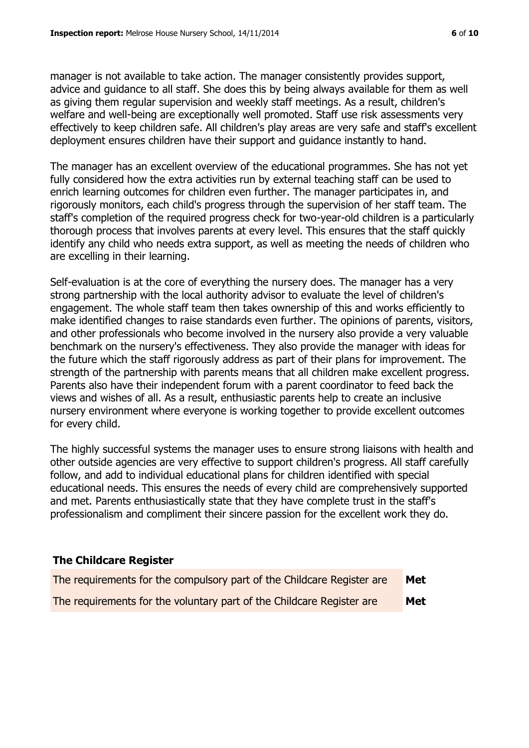manager is not available to take action. The manager consistently provides support, advice and guidance to all staff. She does this by being always available for them as well as giving them regular supervision and weekly staff meetings. As a result, children's welfare and well-being are exceptionally well promoted. Staff use risk assessments very effectively to keep children safe. All children's play areas are very safe and staff's excellent deployment ensures children have their support and guidance instantly to hand.

The manager has an excellent overview of the educational programmes. She has not yet fully considered how the extra activities run by external teaching staff can be used to enrich learning outcomes for children even further. The manager participates in, and rigorously monitors, each child's progress through the supervision of her staff team. The staff's completion of the required progress check for two-year-old children is a particularly thorough process that involves parents at every level. This ensures that the staff quickly identify any child who needs extra support, as well as meeting the needs of children who are excelling in their learning.

Self-evaluation is at the core of everything the nursery does. The manager has a very strong partnership with the local authority advisor to evaluate the level of children's engagement. The whole staff team then takes ownership of this and works efficiently to make identified changes to raise standards even further. The opinions of parents, visitors, and other professionals who become involved in the nursery also provide a very valuable benchmark on the nursery's effectiveness. They also provide the manager with ideas for the future which the staff rigorously address as part of their plans for improvement. The strength of the partnership with parents means that all children make excellent progress. Parents also have their independent forum with a parent coordinator to feed back the views and wishes of all. As a result, enthusiastic parents help to create an inclusive nursery environment where everyone is working together to provide excellent outcomes for every child.

The highly successful systems the manager uses to ensure strong liaisons with health and other outside agencies are very effective to support children's progress. All staff carefully follow, and add to individual educational plans for children identified with special educational needs. This ensures the needs of every child are comprehensively supported and met. Parents enthusiastically state that they have complete trust in the staff's professionalism and compliment their sincere passion for the excellent work they do.

## The Childcare Register

| | |
|---|---|
| The requirements for the compulsory part of the Childcare Register are | **Met** |
| The requirements for the voluntary part of the Childcare Register are | **Met** |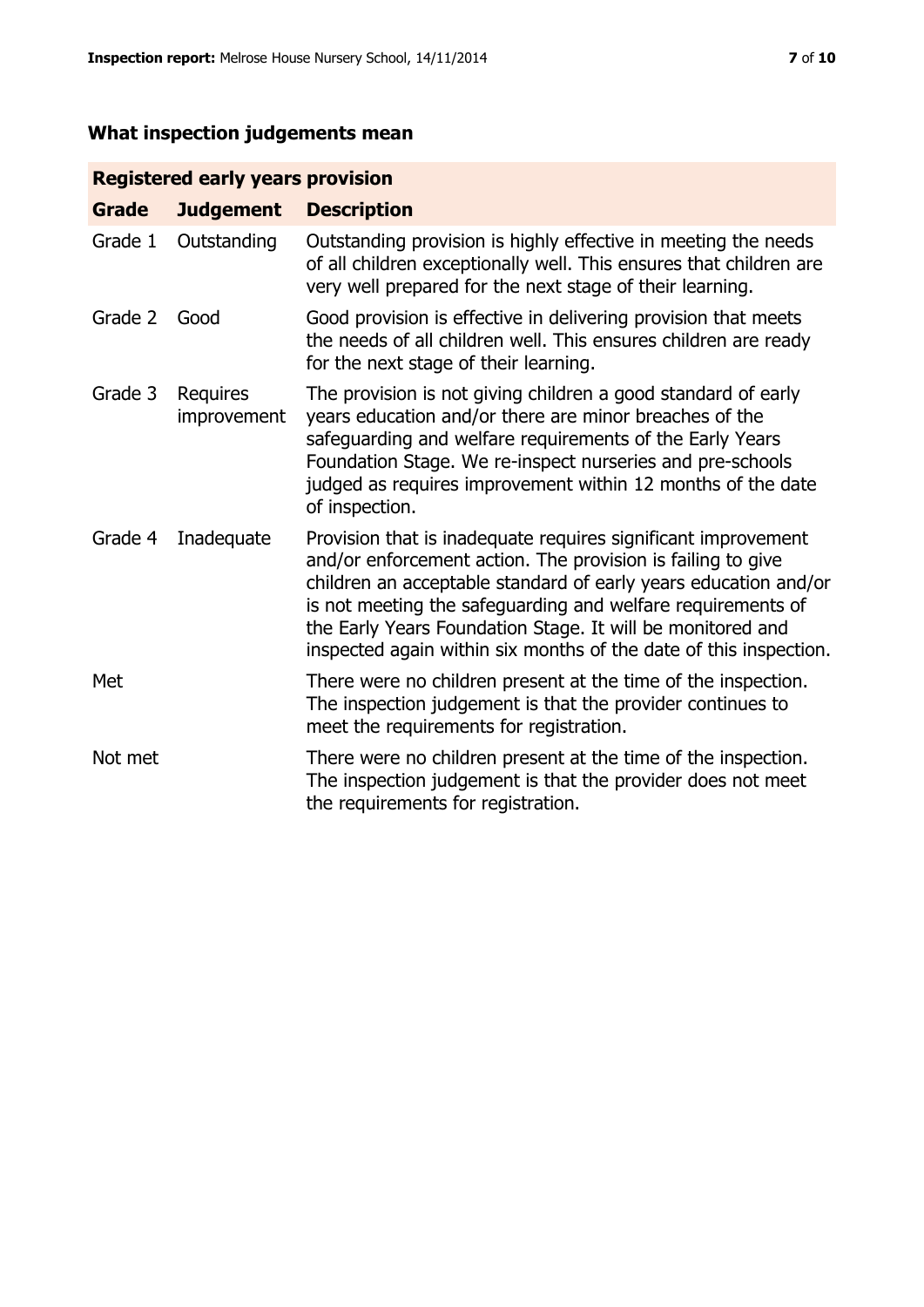## What inspection judgements mean

| Registered early years provision | | |
|---|---|---|
| **Grade** | **Judgement** | **Description** |
| Grade 1 | Outstanding | Outstanding provision is highly effective in meeting the needs of all children exceptionally well. This ensures that children are very well prepared for the next stage of their learning. |
| Grade 2 | Good | Good provision is effective in delivering provision that meets the needs of all children well. This ensures children are ready for the next stage of their learning. |
| Grade 3 | Requires improvement | The provision is not giving children a good standard of early years education and/or there are minor breaches of the safeguarding and welfare requirements of the Early Years Foundation Stage. We re-inspect nurseries and pre-schools judged as requires improvement within 12 months of the date of inspection. |
| Grade 4 | Inadequate | Provision that is inadequate requires significant improvement and/or enforcement action. The provision is failing to give children an acceptable standard of early years education and/or is not meeting the safeguarding and welfare requirements of the Early Years Foundation Stage. It will be monitored and inspected again within six months of the date of this inspection. |
| Met | | There were no children present at the time of the inspection. The inspection judgement is that the provider continues to meet the requirements for registration. |
| Not met | | There were no children present at the time of the inspection. The inspection judgement is that the provider does not meet the requirements for registration. |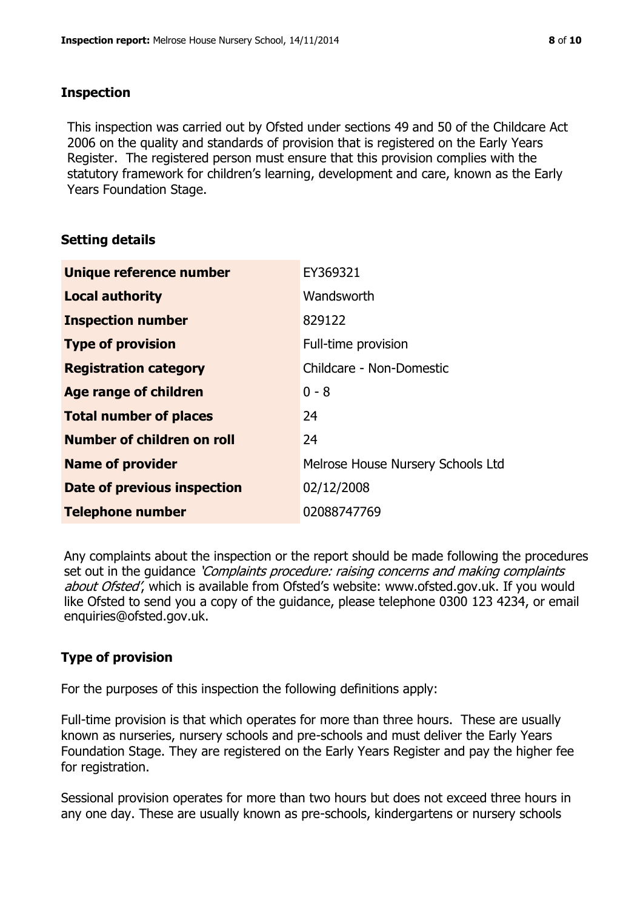## Inspection

This inspection was carried out by Ofsted under sections 49 and 50 of the Childcare Act 2006 on the quality and standards of provision that is registered on the Early Years Register. The registered person must ensure that this provision complies with the statutory framework for children's learning, development and care, known as the Early Years Foundation Stage.

## Setting details

| | |
|---|---|
| **Unique reference number** | EY369321 |
| **Local authority** | Wandsworth |
| **Inspection number** | 829122 |
| **Type of provision** | Full-time provision |
| **Registration category** | Childcare - Non-Domestic |
| **Age range of children** | 0 - 8 |
| **Total number of places** | 24 |
| **Number of children on roll** | 24 |
| **Name of provider** | Melrose House Nursery Schools Ltd |
| **Date of previous inspection** | 02/12/2008 |
| **Telephone number** | 02088747769 |

Any complaints about the inspection or the report should be made following the procedures set out in the guidance *'Complaints procedure: raising concerns and making complaints about Ofsted'*, which is available from Ofsted's website: www.ofsted.gov.uk. If you would like Ofsted to send you a copy of the guidance, please telephone 0300 123 4234, or email enquiries@ofsted.gov.uk.

## Type of provision

For the purposes of this inspection the following definitions apply:

Full-time provision is that which operates for more than three hours. These are usually known as nurseries, nursery schools and pre-schools and must deliver the Early Years Foundation Stage. They are registered on the Early Years Register and pay the higher fee for registration.

Sessional provision operates for more than two hours but does not exceed three hours in any one day. These are usually known as pre-schools, kindergartens or nursery schools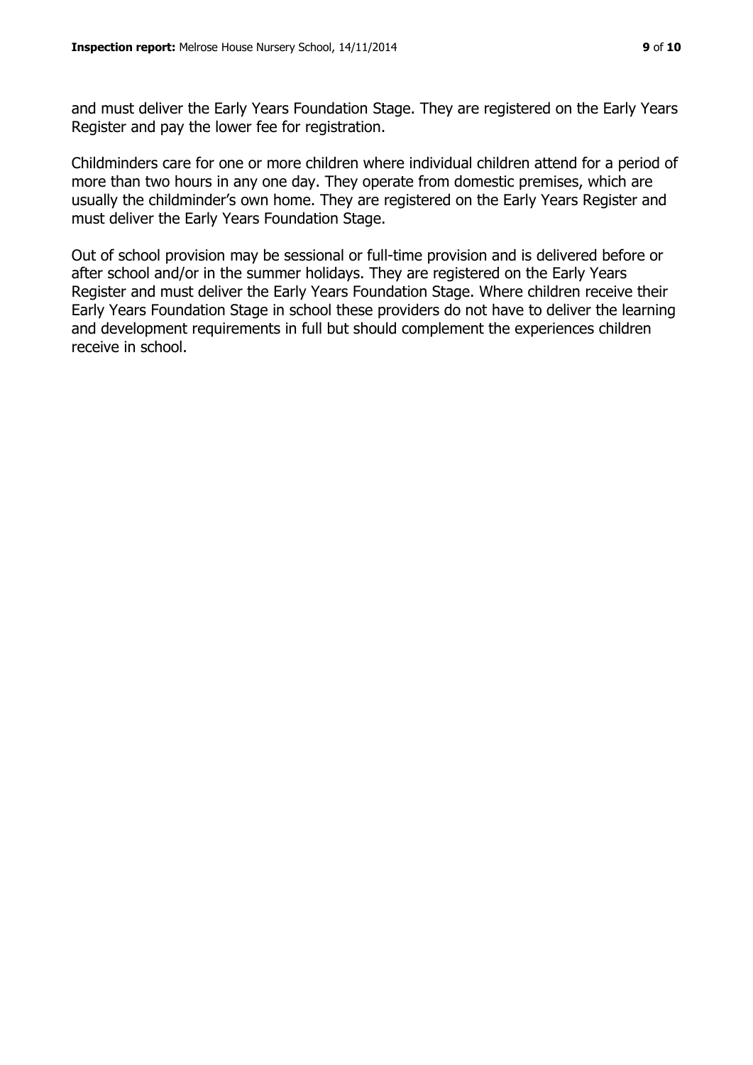and must deliver the Early Years Foundation Stage. They are registered on the Early Years Register and pay the lower fee for registration.

Childminders care for one or more children where individual children attend for a period of more than two hours in any one day. They operate from domestic premises, which are usually the childminder's own home. They are registered on the Early Years Register and must deliver the Early Years Foundation Stage.

Out of school provision may be sessional or full-time provision and is delivered before or after school and/or in the summer holidays. They are registered on the Early Years Register and must deliver the Early Years Foundation Stage. Where children receive their Early Years Foundation Stage in school these providers do not have to deliver the learning and development requirements in full but should complement the experiences children receive in school.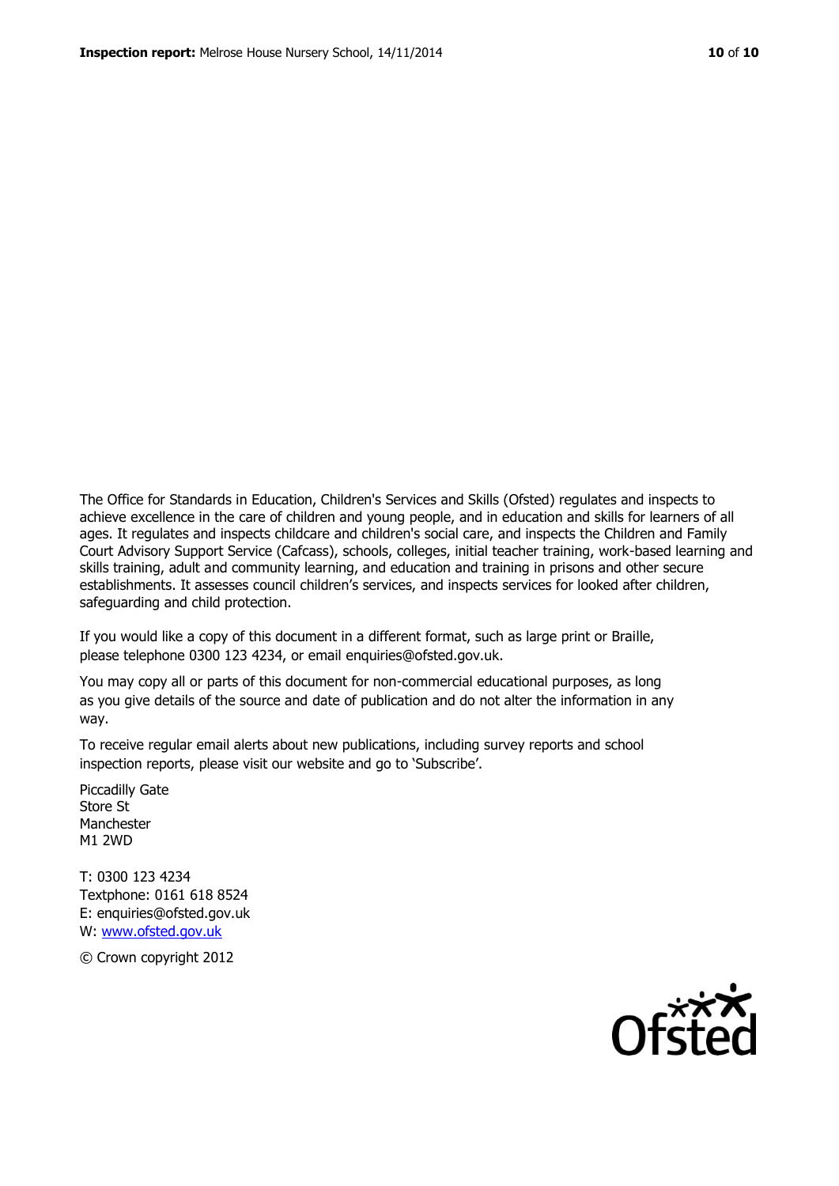The Office for Standards in Education, Children's Services and Skills (Ofsted) regulates and inspects to achieve excellence in the care of children and young people, and in education and skills for learners of all ages. It regulates and inspects childcare and children's social care, and inspects the Children and Family Court Advisory Support Service (Cafcass), schools, colleges, initial teacher training, work-based learning and skills training, adult and community learning, and education and training in prisons and other secure establishments. It assesses council children's services, and inspects services for looked after children, safeguarding and child protection.

If you would like a copy of this document in a different format, such as large print or Braille, please telephone 0300 123 4234, or email enquiries@ofsted.gov.uk.

You may copy all or parts of this document for non-commercial educational purposes, as long as you give details of the source and date of publication and do not alter the information in any way.

To receive regular email alerts about new publications, including survey reports and school inspection reports, please visit our website and go to 'Subscribe'.

Piccadilly Gate
Store St
Manchester
M1 2WD

T: 0300 123 4234
Textphone: 0161 618 8524
E: enquiries@ofsted.gov.uk
W: www.ofsted.gov.uk

© Crown copyright 2012

Ofsted